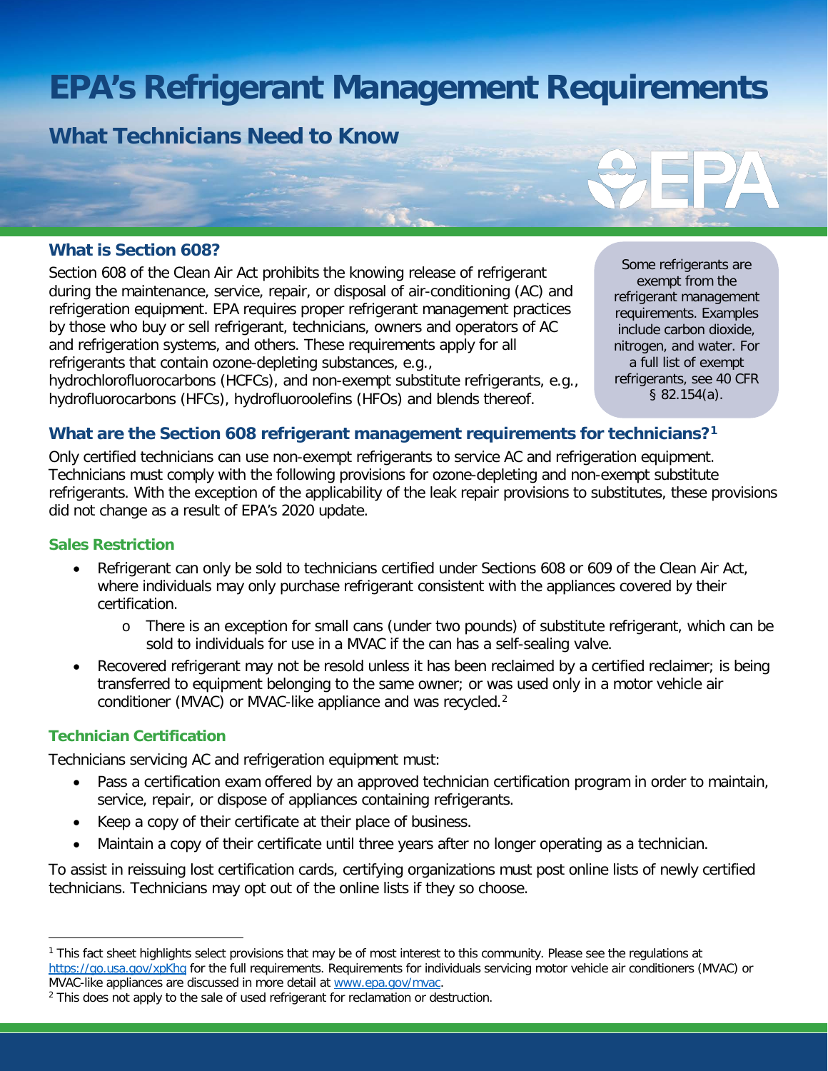# EPA's Refrigerant Management Requirements

## What Technicians Need to Know

### What is Section 608?

Section 608 of the Clean Air Act prohibits the knowing release of refrigerant during the maintenance, service, repair, or disposal of air-conditioning (AC) and refrigeration equipment. EPA requires proper refrigerant management practices by those who buy or sell refrigerant, technicians, owners and operators of AC and refrigeration systems, and others. These requirements apply for all refrigerants that contain ozone-depleting substances, e.g., hydrochlorofluorocarbons (HCFCs), and non-exempt substitute refrigerants, e.g., hydrofluorocarbons (HFCs), hydrofluoroolefins (HFOs) and blends thereof.

> Some refrigerants are exempt from the refrigerant management requirements. Examples include carbon dioxide, nitrogen, and water. For a full list of exempt refrigerants, see 40 CFR § 82.154(a).

### What are the Section 608 refrigerant management requirements for technicians?[1]

Only certified technicians can use non-exempt refrigerants to service AC and refrigeration equipment. Technicians must comply with the following provisions for ozone-depleting and non-exempt substitute refrigerants. With the exception of the applicability of the leak repair provisions to substitutes, these provisions did not change as a result of EPA's 2020 update.

#### Sales Restriction

- Refrigerant can only be sold to technicians certified under Sections 608 or 609 of the Clean Air Act, where individuals may only purchase refrigerant consistent with the appliances covered by their certification.
  - There is an exception for small cans (under two pounds) of substitute refrigerant, which can be sold to individuals for use in a MVAC if the can has a self-sealing valve.
- Recovered refrigerant may not be resold unless it has been reclaimed by a certified reclaimer; is being transferred to equipment belonging to the same owner; or was used only in a motor vehicle air conditioner (MVAC) or MVAC-like appliance and was recycled.[2]

#### Technician Certification

Technicians servicing AC and refrigeration equipment must:

- Pass a certification exam offered by an approved technician certification program in order to maintain, service, repair, or dispose of appliances containing refrigerants.
- Keep a copy of their certificate at their place of business.
- Maintain a copy of their certificate until three years after no longer operating as a technician.

To assist in reissuing lost certification cards, certifying organizations must post online lists of newly certified technicians. Technicians may opt out of the online lists if they so choose.

---

[1] This fact sheet highlights select provisions that may be of most interest to this community. Please see the regulations at https://go.usa.gov/xpKhg for the full requirements. Requirements for individuals servicing motor vehicle air conditioners (MVAC) or MVAC-like appliances are discussed in more detail at www.epa.gov/mvac.

[2] This does not apply to the sale of used refrigerant for reclamation or destruction.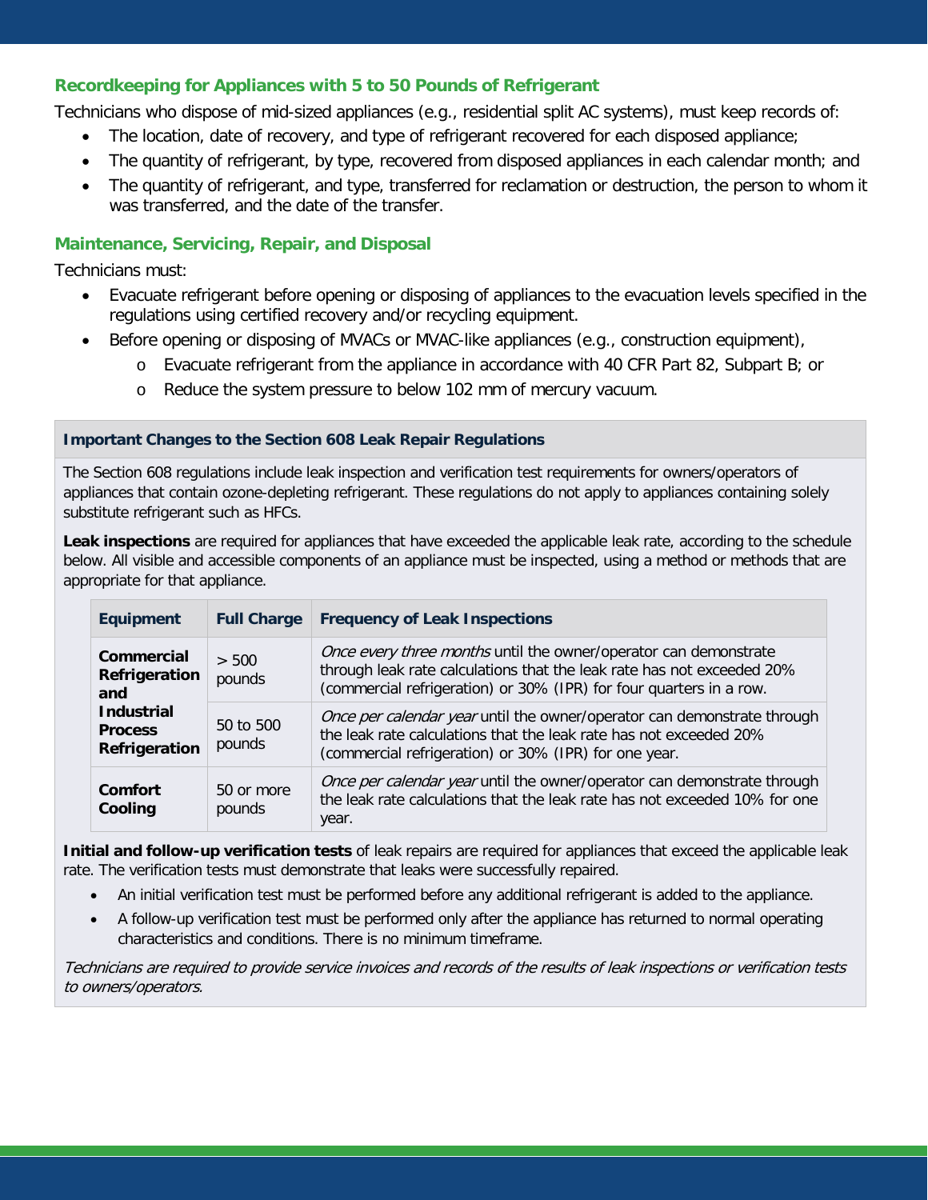### Recordkeeping for Appliances with 5 to 50 Pounds of Refrigerant

Technicians who dispose of mid-sized appliances (e.g., residential split AC systems), must keep records of:

- The location, date of recovery, and type of refrigerant recovered for each disposed appliance;
- The quantity of refrigerant, by type, recovered from disposed appliances in each calendar month; and
- The quantity of refrigerant, and type, transferred for reclamation or destruction, the person to whom it was transferred, and the date of the transfer.

### Maintenance, Servicing, Repair, and Disposal

Technicians must:

- Evacuate refrigerant before opening or disposing of appliances to the evacuation levels specified in the regulations using certified recovery and/or recycling equipment.
- Before opening or disposing of MVACs or MVAC-like appliances (e.g., construction equipment),
  - Evacuate refrigerant from the appliance in accordance with 40 CFR Part 82, Subpart B; or
  - Reduce the system pressure to below 102 mm of mercury vacuum.

#### Important Changes to the Section 608 Leak Repair Regulations

The Section 608 regulations include leak inspection and verification test requirements for owners/operators of appliances that contain ozone-depleting refrigerant. These regulations do not apply to appliances containing solely substitute refrigerant such as HFCs.

**Leak inspections** are required for appliances that have exceeded the applicable leak rate, according to the schedule below. All visible and accessible components of an appliance must be inspected, using a method or methods that are appropriate for that appliance.

| Equipment | Full Charge | Frequency of Leak Inspections |
|---|---|---|
| **Commercial Refrigeration and Industrial Process Refrigeration** | > 500 pounds | *Once every three months* until the owner/operator can demonstrate through leak rate calculations that the leak rate has not exceeded 20% (commercial refrigeration) or 30% (IPR) for four quarters in a row. |
| | 50 to 500 pounds | *Once per calendar year* until the owner/operator can demonstrate through the leak rate calculations that the leak rate has not exceeded 20% (commercial refrigeration) or 30% (IPR) for one year. |
| **Comfort Cooling** | 50 or more pounds | *Once per calendar year* until the owner/operator can demonstrate through the leak rate calculations that the leak rate has not exceeded 10% for one year. |

**Initial and follow-up verification tests** of leak repairs are required for appliances that exceed the applicable leak rate. The verification tests must demonstrate that leaks were successfully repaired.

- An initial verification test must be performed before any additional refrigerant is added to the appliance.
- A follow-up verification test must be performed only after the appliance has returned to normal operating characteristics and conditions. There is no minimum timeframe.

*Technicians are required to provide service invoices and records of the results of leak inspections or verification tests to owners/operators.*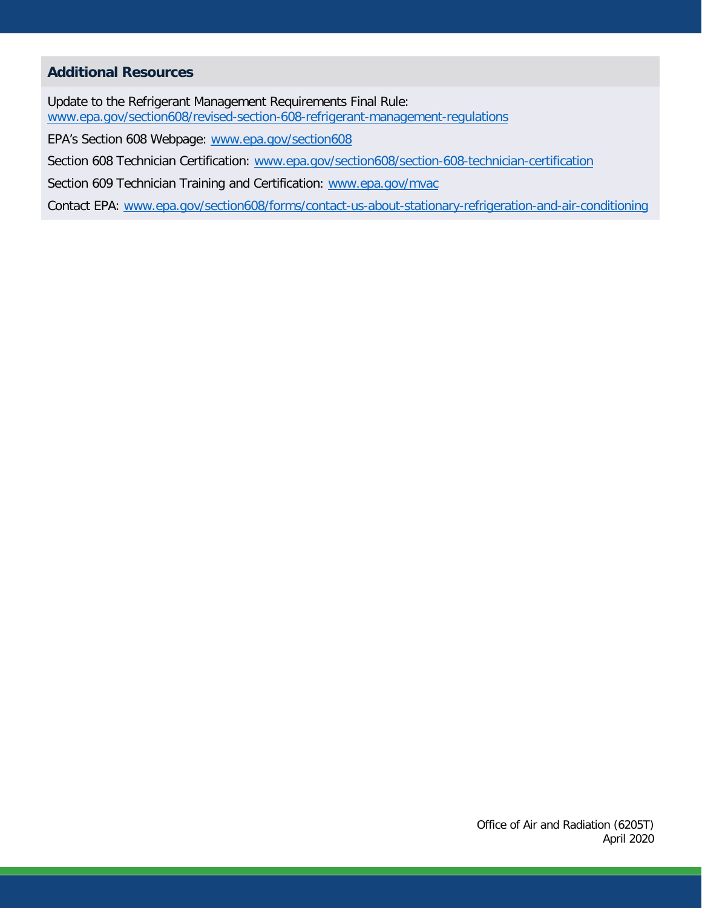## Additional Resources

Update to the Refrigerant Management Requirements Final Rule: www.epa.gov/section608/revised-section-608-refrigerant-management-regulations

EPA's Section 608 Webpage: www.epa.gov/section608

Section 608 Technician Certification: www.epa.gov/section608/section-608-technician-certification

Section 609 Technician Training and Certification: www.epa.gov/mvac

Contact EPA: www.epa.gov/section608/forms/contact-us-about-stationary-refrigeration-and-air-conditioning

Office of Air and Radiation (6205T)
April 2020